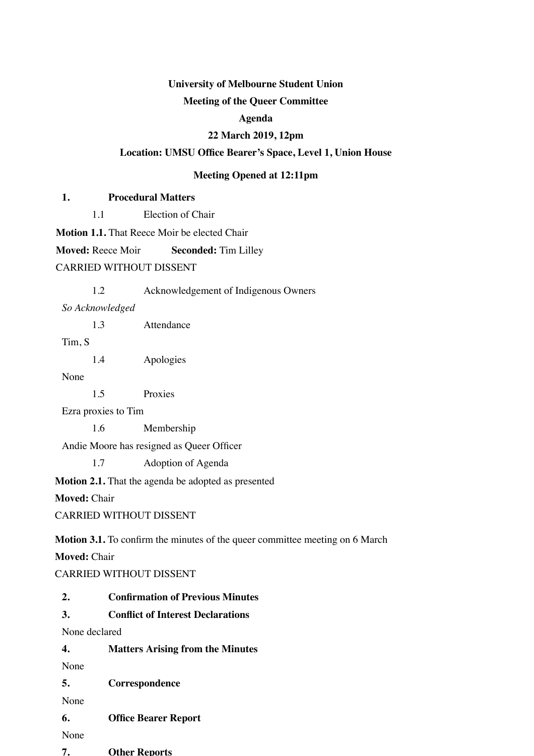**University of Melbourne Student Union**

**Meeting of the Queer Committee**

**Agenda**

**22 March 2019, 12pm**

**Location: UMSU Office Bearer's Space, Level 1, Union House**

**Meeting Opened at 12:11pm**

## 1. Procedural Matters

1.1 Election of Chair

**Motion 1.1.** That Reece Moir be elected Chair

**Moved:** Reece Moir **Seconded:** Tim Lilley

CARRIED WITHOUT DISSENT

1.2 Acknowledgement of Indigenous Owners

*So Acknowledged*

1.3 Attendance

Tim, S

1.4 Apologies

None

1.5 Proxies

Ezra proxies to Tim

1.6 Membership

Andie Moore has resigned as Queer Officer

1.7 Adoption of Agenda

**Motion 2.1.** That the agenda be adopted as presented

**Moved:** Chair

CARRIED WITHOUT DISSENT

**Motion 3.1.** To confirm the minutes of the queer committee meeting on 6 March

**Moved:** Chair

CARRIED WITHOUT DISSENT

## 2. Confirmation of Previous Minutes

## 3. Conflict of Interest Declarations

None declared

## 4. Matters Arising from the Minutes

None

## 5. Correspondence

None

## 6. Office Bearer Report

None

## 7. Other Reports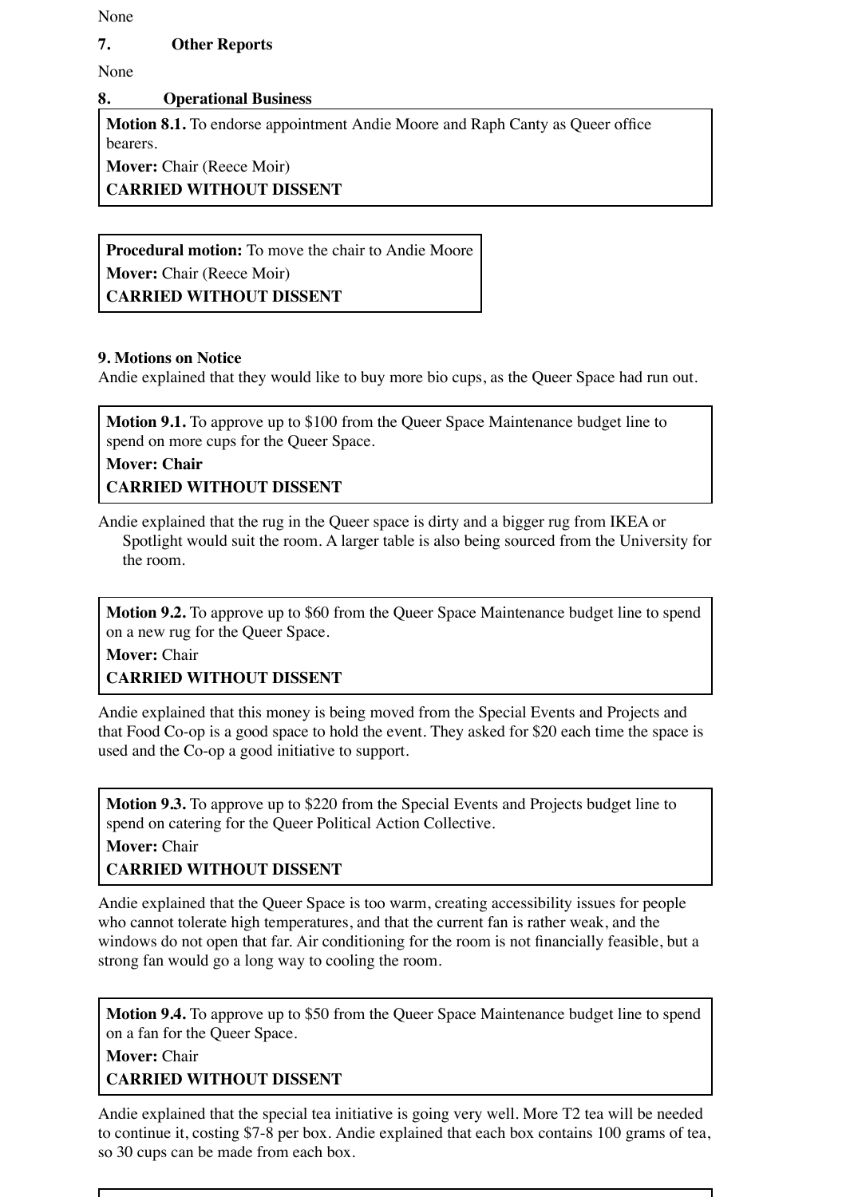None

## 7. Other Reports

None

## 8. Operational Business

**Motion 8.1.** To endorse appointment Andie Moore and Raph Canty as Queer office bearers.
**Mover:** Chair (Reece Moir)
**CARRIED WITHOUT DISSENT**

**Procedural motion:** To move the chair to Andie Moore
**Mover:** Chair (Reece Moir)
**CARRIED WITHOUT DISSENT**

## 9. Motions on Notice

Andie explained that they would like to buy more bio cups, as the Queer Space had run out.

**Motion 9.1.** To approve up to $100 from the Queer Space Maintenance budget line to spend on more cups for the Queer Space.
**Mover: Chair**
**CARRIED WITHOUT DISSENT**

Andie explained that the rug in the Queer space is dirty and a bigger rug from IKEA or Spotlight would suit the room. A larger table is also being sourced from the University for the room.

**Motion 9.2.** To approve up to $60 from the Queer Space Maintenance budget line to spend on a new rug for the Queer Space.
**Mover:** Chair
**CARRIED WITHOUT DISSENT**

Andie explained that this money is being moved from the Special Events and Projects and that Food Co-op is a good space to hold the event. They asked for $20 each time the space is used and the Co-op a good initiative to support.

**Motion 9.3.** To approve up to $220 from the Special Events and Projects budget line to spend on catering for the Queer Political Action Collective.
**Mover:** Chair
**CARRIED WITHOUT DISSENT**

Andie explained that the Queer Space is too warm, creating accessibility issues for people who cannot tolerate high temperatures, and that the current fan is rather weak, and the windows do not open that far. Air conditioning for the room is not financially feasible, but a strong fan would go a long way to cooling the room.

**Motion 9.4.** To approve up to $50 from the Queer Space Maintenance budget line to spend on a fan for the Queer Space.
**Mover:** Chair
**CARRIED WITHOUT DISSENT**

Andie explained that the special tea initiative is going very well. More T2 tea will be needed to continue it, costing $7-8 per box. Andie explained that each box contains 100 grams of tea, so 30 cups can be made from each box.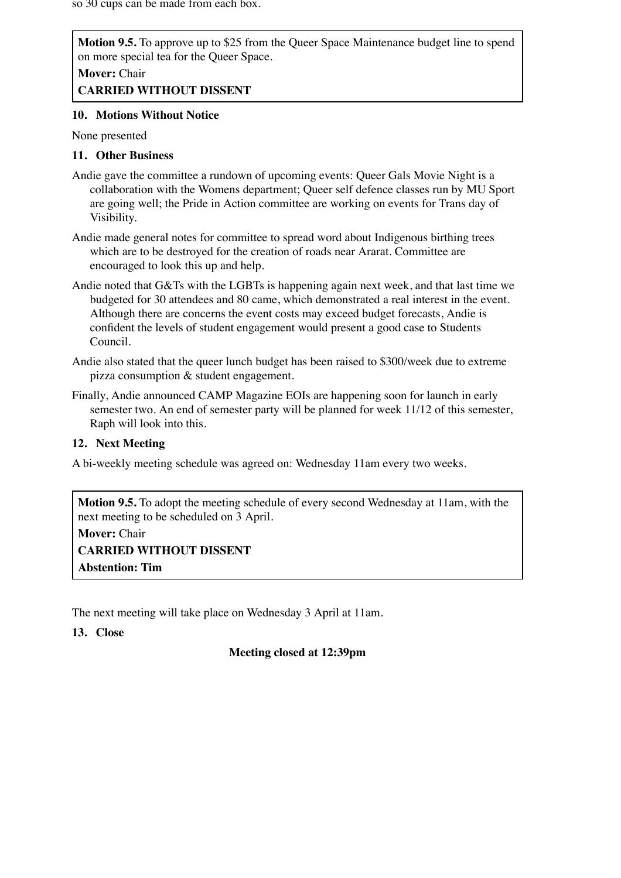so 30 cups can be made from each box.

> **Motion 9.5.** To approve up to $25 from the Queer Space Maintenance budget line to spend on more special tea for the Queer Space.
> **Mover:** Chair
> **CARRIED WITHOUT DISSENT**

**10. Motions Without Notice**

None presented

**11. Other Business**

Andie gave the committee a rundown of upcoming events: Queer Gals Movie Night is a collaboration with the Womens department; Queer self defence classes run by MU Sport are going well; the Pride in Action committee are working on events for Trans day of Visibility.

Andie made general notes for committee to spread word about Indigenous birthing trees which are to be destroyed for the creation of roads near Ararat. Committee are encouraged to look this up and help.

Andie noted that G&Ts with the LGBTs is happening again next week, and that last time we budgeted for 30 attendees and 80 came, which demonstrated a real interest in the event. Although there are concerns the event costs may exceed budget forecasts, Andie is confident the levels of student engagement would present a good case to Students Council.

Andie also stated that the queer lunch budget has been raised to $300/week due to extreme pizza consumption & student engagement.

Finally, Andie announced CAMP Magazine EOIs are happening soon for launch in early semester two. An end of semester party will be planned for week 11/12 of this semester, Raph will look into this.

**12. Next Meeting**

A bi-weekly meeting schedule was agreed on: Wednesday 11am every two weeks.

> **Motion 9.5.** To adopt the meeting schedule of every second Wednesday at 11am, with the next meeting to be scheduled on 3 April.
> **Mover:** Chair
> **CARRIED WITHOUT DISSENT**
> **Abstention: Tim**

The next meeting will take place on Wednesday 3 April at 11am.

**13. Close**

**Meeting closed at 12:39pm**